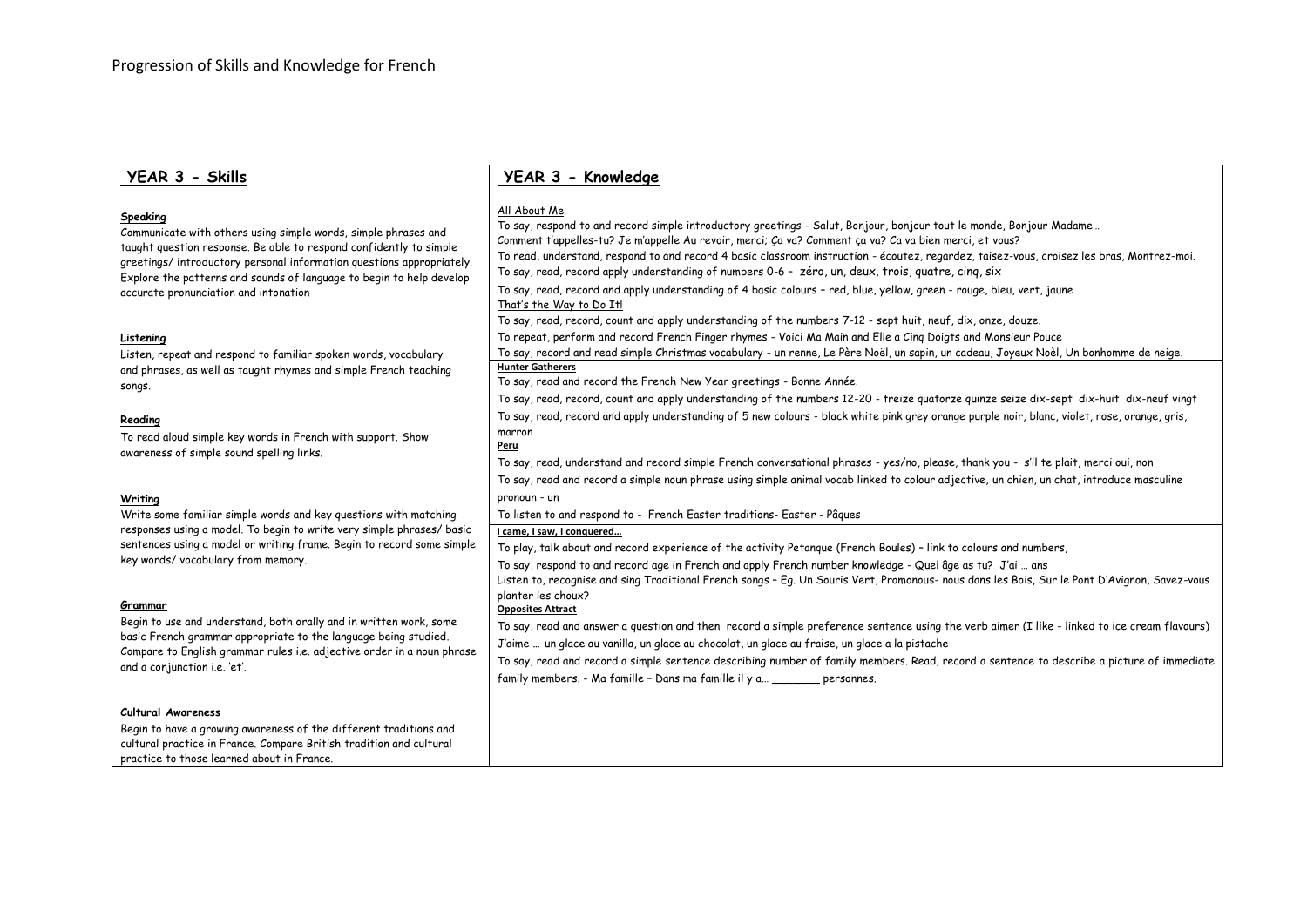# Progression of Skills and Knowledge for French

| YEAR 3 - Skills | YEAR 3 - Knowledge |
| --- | --- |
| **Speaking**<br>Communicate with others using simple words, simple phrases and taught question response. Be able to respond confidently to simple greetings/ introductory personal information questions appropriately. Explore the patterns and sounds of language to begin to help develop accurate pronunciation and intonation<br><br>**Listening**<br>Listen, repeat and respond to familiar spoken words, vocabulary and phrases, as well as taught rhymes and simple French teaching songs.<br><br>**Reading**<br>To read aloud simple key words in French with support. Show awareness of simple sound spelling links.<br><br>**Writing**<br>Write some familiar simple words and key questions with matching responses using a model. To begin to write very simple phrases/ basic sentences using a model or writing frame. Begin to record some simple key words/ vocabulary from memory.<br><br>**Grammar**<br>Begin to use and understand, both orally and in written work, some basic French grammar appropriate to the language being studied. Compare to English grammar rules i.e. adjective order in a noun phrase and a conjunction i.e. 'et'.<br><br>**Cultural Awareness**<br>Begin to have a growing awareness of the different traditions and cultural practice in France. Compare British tradition and cultural practice to those learned about in France. | All About Me<br>To say, respond to and record simple introductory greetings - Salut, Bonjour, bonjour tout le monde, Bonjour Madame…<br>Comment t'appelles-tu? Je m'appelle Au revoir, merci; Ça va? Comment ça va? Ca va bien merci, et vous?<br>To read, understand, respond to and record 4 basic classroom instruction - écoutez, regardez, taisez-vous, croisez les bras, Montrez-moi.<br>To say, read, record apply understanding of numbers 0-6 – zéro, un, deux, trois, quatre, cinq, six<br>To say, read, record and apply understanding of 4 basic colours – red, blue, yellow, green - rouge, bleu, vert, jaune<br>That's the Way to Do It!<br>To say, read, record, count and apply understanding of the numbers 7-12 - sept huit, neuf, dix, onze, douze.<br>To repeat, perform and record French Finger rhymes - Voici Ma Main and Elle a Cinq Doigts and Monsieur Pouce<br>To say, record and read simple Christmas vocabulary - un renne, Le Père Noël, un sapin, un cadeau, Joyeux Noèl, Un bonhomme de neige.<br>**Hunter Gatherers**<br>To say, read and record the French New Year greetings - Bonne Année.<br>To say, read, record, count and apply understanding of the numbers 12-20 - treize quatorze quinze seize dix-sept dix-huit dix-neuf vingt<br>To say, read, record and apply understanding of 5 new colours - black white pink grey orange purple noir, blanc, violet, rose, orange, gris, marron<br>**Peru**<br>To say, read, understand and record simple French conversational phrases - yes/no, please, thank you - s'il te plait, merci oui, non<br>To say, read and record a simple noun phrase using simple animal vocab linked to colour adjective, un chien, un chat, introduce masculine pronoun - un<br>To listen to and respond to - French Easter traditions- Easter - Pâques<br>**I came, I saw, I conquered…**<br>To play, talk about and record experience of the activity Petanque (French Boules) – link to colours and numbers,<br>To say, respond to and record age in French and apply French number knowledge - Quel âge as tu? J'ai … ans<br>Listen to, recognise and sing Traditional French songs – Eg. Un Souris Vert, Promonous- nous dans les Bois, Sur le Pont D'Avignon, Savez-vous planter les choux?<br>**Opposites Attract**<br>To say, read and answer a question and then record a simple preference sentence using the verb aimer (I like - linked to ice cream flavours)<br>J'aime … un glace au vanilla, un glace au chocolat, un glace au fraise, un glace a la pistache<br>To say, read and record a simple sentence describing number of family members. Read, record a sentence to describe a picture of immediate family members. - Ma famille – Dans ma famille il y a… _______ personnes. |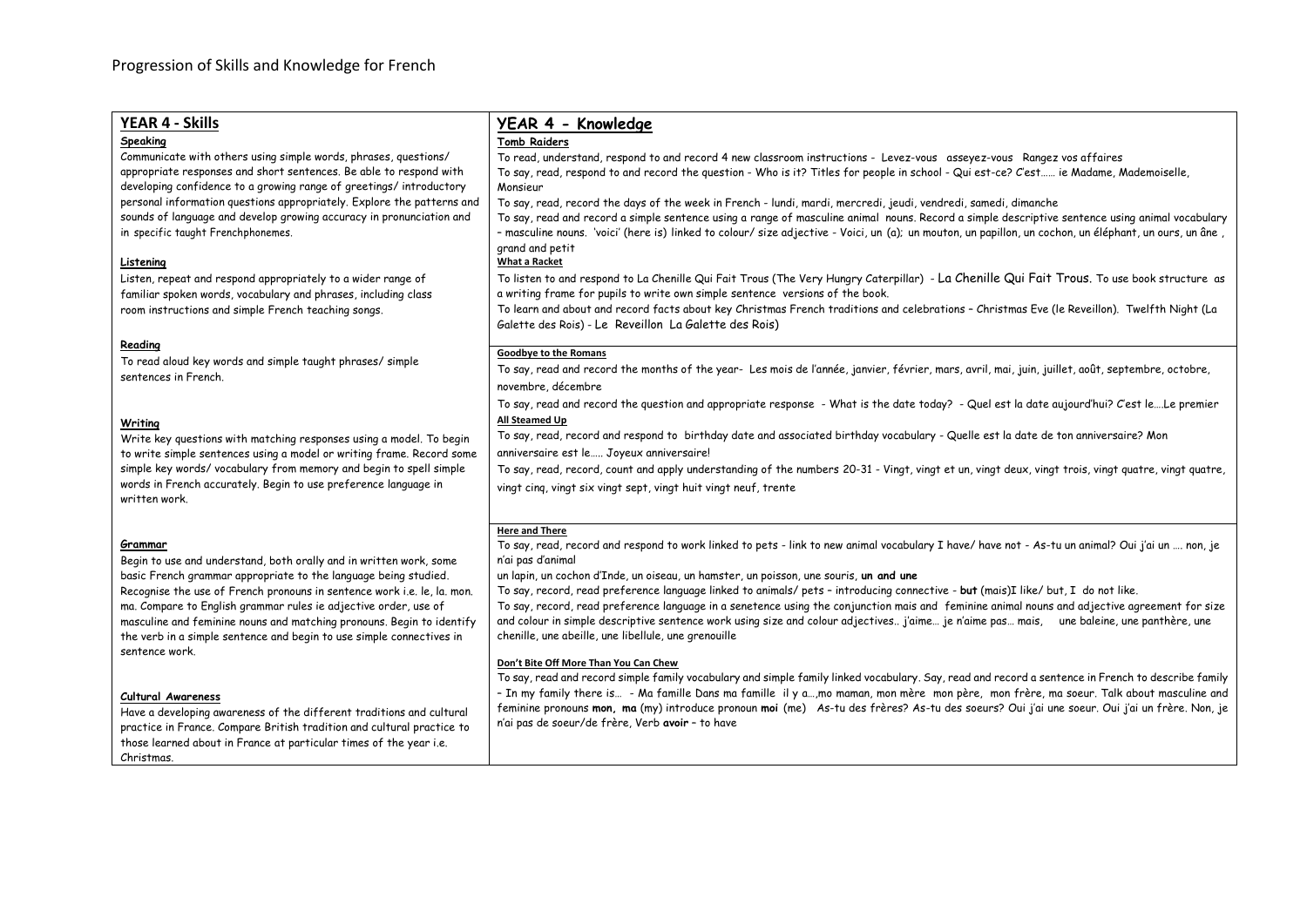# Progression of Skills and Knowledge for French

| YEAR 4 - Skills | YEAR 4 - Knowledge |
|---|---|
| **Speaking**<br>Communicate with others using simple words, phrases, questions/ appropriate responses and short sentences. Be able to respond with developing confidence to a growing range of greetings/ introductory personal information questions appropriately. Explore the patterns and sounds of language and develop growing accuracy in pronunciation and in specific taught Frenchphonemes.<br><br>**Listening**<br>Listen, repeat and respond appropriately to a wider range of familiar spoken words, vocabulary and phrases, including class room instructions and simple French teaching songs.<br><br>**Reading**<br>To read aloud key words and simple taught phrases/ simple sentences in French.<br><br>**Writing**<br>Write key questions with matching responses using a model. To begin to write simple sentences using a model or writing frame. Record some simple key words/ vocabulary from memory and begin to spell simple words in French accurately. Begin to use preference language in written work.<br><br>**Grammar**<br>Begin to use and understand, both orally and in written work, some basic French grammar appropriate to the language being studied. Recognise the use of French pronouns in sentence work i.e. le, la. mon. ma. Compare to English grammar rules ie adjective order, use of masculine and feminine nouns and matching pronouns. Begin to identify the verb in a simple sentence and begin to use simple connectives in sentence work.<br><br>**Cultural Awareness**<br>Have a developing awareness of the different traditions and cultural practice in France. Compare British tradition and cultural practice to those learned about in France at particular times of the year i.e. Christmas. | **Tomb Raiders**<br>To read, understand, respond to and record 4 new classroom instructions - Levez-vous asseyez-vous Rangez vos affaires<br>To say, read, respond to and record the question - Who is it? Titles for people in school - Qui est-ce? C'est…… ie Madame, Mademoiselle, Monsieur<br>To say, read, record the days of the week in French - lundi, mardi, mercredi, jeudi, vendredi, samedi, dimanche<br>To say, read and record a simple sentence using a range of masculine animal nouns. Record a simple descriptive sentence using animal vocabulary – masculine nouns. 'voici' (here is) linked to colour/ size adjective - Voici, un (a); un mouton, un papillon, un cochon, un éléphant, un ours, un âne , grand and petit<br>**What a Racket**<br>To listen to and respond to La Chenille Qui Fait Trous (The Very Hungry Caterpillar) - La Chenille Qui Fait Trous. To use book structure as a writing frame for pupils to write own simple sentence versions of the book.<br>To learn and about and record facts about key Christmas French traditions and celebrations – Christmas Eve (le Reveillon). Twelfth Night (La Galette des Rois) - Le Reveillon La Galette des Rois)<br><br>**Goodbye to the Romans**<br>To say, read and record the months of the year- Les mois de l'année, janvier, février, mars, avril, mai, juin, juillet, août, septembre, octobre, novembre, décembre<br>To say, read and record the question and appropriate response - What is the date today? - Quel est la date aujourd'hui? C'est le….Le premier<br>**All Steamed Up**<br>To say, read, record and respond to birthday date and associated birthday vocabulary - Quelle est la date de ton anniversaire? Mon anniversaire est le….. Joyeux anniversaire!<br>To say, read, record, count and apply understanding of the numbers 20-31 - Vingt, vingt et un, vingt deux, vingt trois, vingt quatre, vingt quatre, vingt cinq, vingt six vingt sept, vingt huit vingt neuf, trente<br><br>**Here and There**<br>To say, read, record and respond to work linked to pets - link to new animal vocabulary I have/ have not - As-tu un animal? Oui j'ai un …. non, je n'ai pas d'animal<br>un lapin, un cochon d'Inde, un oiseau, un hamster, un poisson, une souris, **un and une**<br>To say, record, read preference language linked to animals/ pets – introducing connective - **but** (mais)I like/ but, I do not like.<br>To say, record, read preference language in a senetence using the conjunction mais and feminine animal nouns and adjective agreement for size and colour in simple descriptive sentence work using size and colour adjectives.. j'aime… je n'aime pas… mais, une baleine, une panthère, une chenille, une abeille, une libellule, une grenouille<br>**Don't Bite Off More Than You Can Chew**<br>To say, read and record simple family vocabulary and simple family linked vocabulary. Say, read and record a sentence in French to describe family – In my family there is… - Ma famille Dans ma famille il y a…,mo maman, mon mère mon père, mon frère, ma soeur. Talk about masculine and feminine pronouns **mon, ma** (my) introduce pronoun **moi** (me) As-tu des frères? As-tu des soeurs? Oui j'ai une soeur. Oui j'ai un frère. Non, je n'ai pas de soeur/de frère, Verb **avoir** – to have |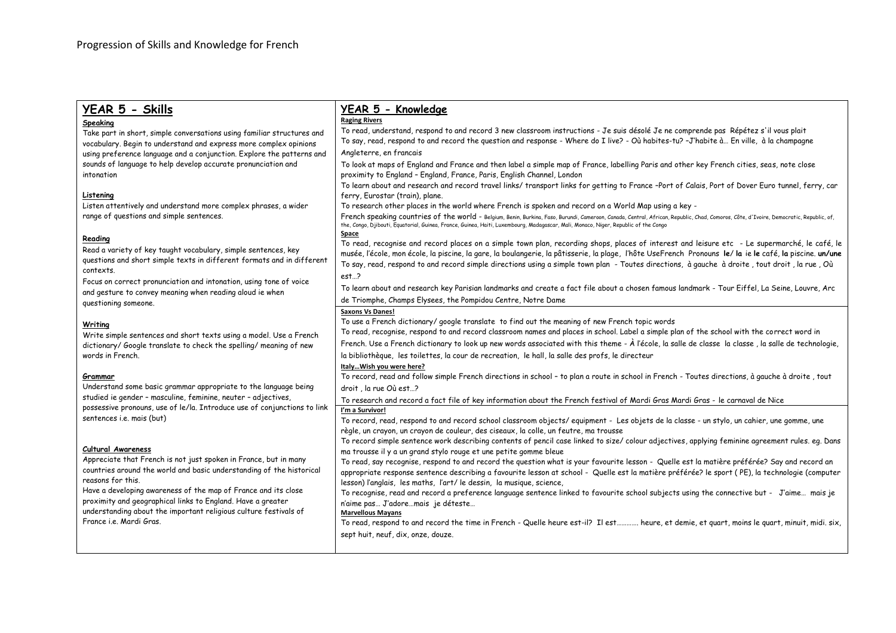Progression of Skills and Knowledge for French

| YEAR 5 - Skills | YEAR 5 - Knowledge |
|---|---|
| **Speaking**<br>Take part in short, simple conversations using familiar structures and vocabulary. Begin to understand and express more complex opinions using preference language and a conjunction. Explore the patterns and sounds of language to help develop accurate pronunciation and intonation<br><br>**Listening**<br>Listen attentively and understand more complex phrases, a wider range of questions and simple sentences.<br><br>**Reading**<br>Read a variety of key taught vocabulary, simple sentences, key questions and short simple texts in different formats and in different contexts.<br>Focus on correct pronunciation and intonation, using tone of voice and gesture to convey meaning when reading aloud ie when questioning someone.<br><br>**Writing**<br>Write simple sentences and short texts using a model. Use a French dictionary/ Google translate to check the spelling/ meaning of new words in French.<br><br>**Grammar**<br>Understand some basic grammar appropriate to the language being studied ie gender – masculine, feminine, neuter – adjectives, possessive pronouns, use of le/la. Introduce use of conjunctions to link sentences i.e. mais (but)<br><br>**Cultural Awareness**<br>Appreciate that French is not just spoken in France, but in many countries around the world and basic understanding of the historical reasons for this.<br>Have a developing awareness of the map of France and its close proximity and geographical links to England. Have a greater understanding about the important religious culture festivals of France i.e. Mardi Gras. | **Raging Rivers**<br>To read, understand, respond to and record 3 new classroom instructions - Je suis désolé Je ne comprende pas Répétez s'il vous plait<br>To say, read, respond to and record the question and response - Where do I live? - Où habites-tu? –J'habite à… En ville, à la champagne Angleterre, en francais<br>To look at maps of England and France and then label a simple map of France, labelling Paris and other key French cities, seas, note close proximity to England – England, France, Paris, English Channel, London<br>To learn about and research and record travel links/ transport links for getting to France –Port of Calais, Port of Dover Euro tunnel, ferry, car ferry, Eurostar (train), plane.<br>To research other places in the world where French is spoken and record on a World Map using a key -<br>French speaking countries of the world - Belgium, Benin, Burkina, Faso, Burundi, Cameroon, Canada, Central, African, Republic, Chad, Comoros, Côte, d'Ivoire, Democratic, Republic, of, the, Congo, Djibouti, Equatorial, Guinea, France, Guinea, Haiti, Luxembourg, Madagascar, Mali, Monaco, Niger, Republic of the Congo<br>**Space**<br>To read, recognise and record places on a simple town plan, recording shops, places of interest and leisure etc - Le supermarché, le café, le musée, l'école, mon école, la piscine, la gare, la boulangerie, la pâtisserie, la plage, l'hôte UseFrench Pronouns **le**/ **la** ie **le** café, **la** piscine. **un/une**<br>To say, read, respond to and record simple directions using a simple town plan - Toutes directions, à gauche à droite , tout droit , la rue , Où est…?<br>To learn about and research key Parisian landmarks and create a fact file about a chosen famous landmark - Tour Eiffel, La Seine, Louvre, Arc de Triomphe, Champs Elysees, the Pompidou Centre, Notre Dame<br>**Saxons Vs Danes!**<br>To use a French dictionary/ google translate to find out the meaning of new French topic words<br>To read, recognise, respond to and record classroom names and places in school. Label a simple plan of the school with the correct word in French. Use a French dictionary to look up new words associated with this theme - À l'école, la salle de classe la classe , la salle de technologie, la bibliothèque, les toilettes, la cour de recreation, le hall, la salle des profs, le directeur<br>**Italy…Wish you were here?**<br>To record, read and follow simple French directions in school – to plan a route in school in French - Toutes directions, à gauche à droite , tout droit , la rue Où est…?<br>To research and record a fact file of key information about the French festival of Mardi Gras Mardi Gras - le carnaval de Nice<br>**I'm a Survivor!**<br>To record, read, respond to and record school classroom objects/ equipment - Les objets de la classe - un stylo, un cahier, une gomme, une règle, un crayon, un crayon de couleur, des ciseaux, la colle, un feutre, ma trousse<br>To record simple sentence work describing contents of pencil case linked to size/ colour adjectives, applying feminine agreement rules. eg. Dans ma trousse il y a un grand stylo rouge et une petite gomme bleue<br>To read, say recognise, respond to and record the question what is your favourite lesson - Quelle est la matière préférée? Say and record an appropriate response sentence describing a favourite lesson at school - Quelle est la matière préférée? le sport ( PE), la technologie (computer lesson) l'anglais, les maths, l'art/ le dessin, la musique, science,<br>To recognise, read and record a preference language sentence linked to favourite school subjects using the connective but - J'aime… mais je n'aime pas… J'adore…mais je déteste…<br>**Marvellous Mayans**<br>To read, respond to and record the time in French - Quelle heure est-il? Il est………… heure, et demie, et quart, moins le quart, minuit, midi. six, sept huit, neuf, dix, onze, douze. |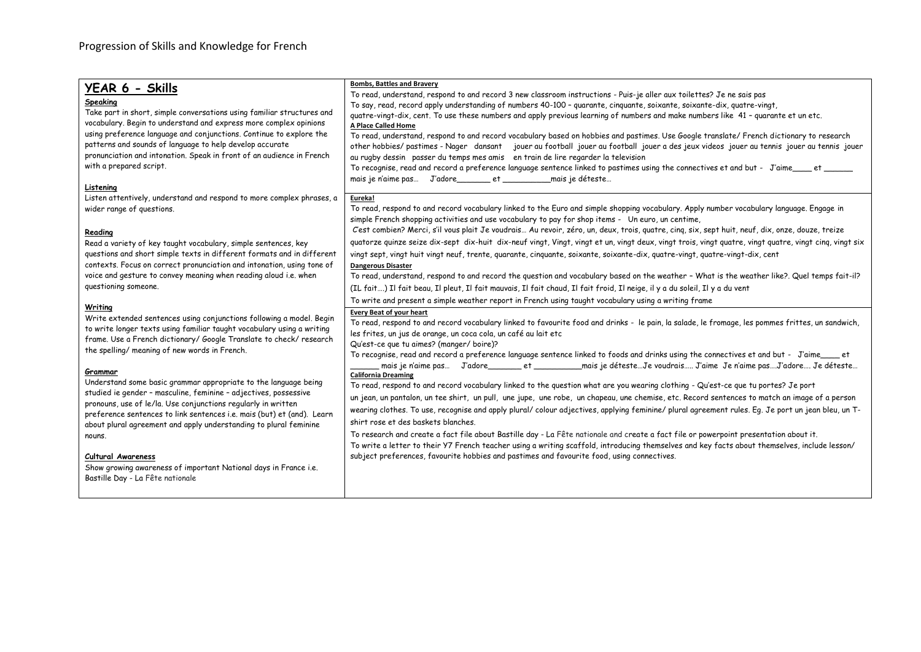# Progression of Skills and Knowledge for French

| | |
|---|---|
| **YEAR 6 - Skills**<br><br>**Speaking**<br>Take part in short, simple conversations using familiar structures and vocabulary. Begin to understand and express more complex opinions using preference language and conjunctions. Continue to explore the patterns and sounds of language to help develop accurate pronunciation and intonation. Speak in front of an audience in French with a prepared script.<br><br>**Listening**<br>Listen attentively, understand and respond to more complex phrases, a wider range of questions.<br><br>**Reading**<br>Read a variety of key taught vocabulary, simple sentences, key questions and short simple texts in different formats and in different contexts. Focus on correct pronunciation and intonation, using tone of voice and gesture to convey meaning when reading aloud i.e. when questioning someone.<br><br>**Writing**<br>Write extended sentences using conjunctions following a model. Begin to write longer texts using familiar taught vocabulary using a writing frame. Use a French dictionary/ Google Translate to check/ research the spelling/ meaning of new words in French.<br><br>**Grammar**<br>Understand some basic grammar appropriate to the language being studied ie gender – masculine, feminine – adjectives, possessive pronouns, use of le/la. Use conjunctions regularly in written preference sentences to link sentences i.e. mais (but) et (and). Learn about plural agreement and apply understanding to plural feminine nouns.<br><br>**Cultural Awareness**<br>Show growing awareness of important National days in France i.e. Bastille Day - La Fête nationale | **Bombs, Battles and Bravery**<br>To read, understand, respond to and record 3 new classroom instructions - Puis-je aller aux toilettes? Je ne sais pas<br>To say, read, record apply understanding of numbers 40-100 – quarante, cinquante, soixante, soixante-dix, quatre-vingt, quatre-vingt-dix, cent. To use these numbers and apply previous learning of numbers and make numbers like 41 – quarante et un etc.<br>**A Place Called Home**<br>To read, understand, respond to and record vocabulary based on hobbies and pastimes. Use Google translate/ French dictionary to research other hobbies/ pastimes - Nager dansant jouer au football jouer au football jouer a des jeux videos jouer au tennis jouer au tennis jouer au rugby dessin passer du temps mes amis en train de lire regarder la television<br>To recognise, read and record a preference language sentence linked to pastimes using the connectives et and but - J'aime____ et ______ mais je n'aime pas… J'adore_______ et __________mais je déteste…<br><br>**Eureka!**<br>To read, respond to and record vocabulary linked to the Euro and simple shopping vocabulary. Apply number vocabulary language. Engage in simple French shopping activities and use vocabulary to pay for shop items - Un euro, un centime,<br>C'est combien? Merci, s'il vous plait Je voudrais… Au revoir, zéro, un, deux, trois, quatre, cinq, six, sept huit, neuf, dix, onze, douze, treize quatorze quinze seize dix-sept dix-huit dix-neuf vingt, Vingt, vingt et un, vingt deux, vingt trois, vingt quatre, vingt quatre, vingt cinq, vingt six vingt sept, vingt huit vingt neuf, trente, quarante, cinquante, soixante, soixante-dix, quatre-vingt, quatre-vingt-dix, cent<br>**Dangerous Disaster**<br>To read, understand, respond to and record the question and vocabulary based on the weather – What is the weather like?. Quel temps fait-il? (IL fait….) Il fait beau, Il pleut, Il fait mauvais, Il fait chaud, Il fait froid, Il neige, il y a du soleil, Il y a du vent<br>To write and present a simple weather report in French using taught vocabulary using a writing frame<br><br>**Every Beat of your heart**<br>To read, respond to and record vocabulary linked to favourite food and drinks - le pain, la salade, le fromage, les pommes frittes, un sandwich, les frites, un jus de orange, un coca cola, un café au lait etc<br>Qu'est-ce que tu aimes? (manger/ boire)?<br>To recognise, read and record a preference language sentence linked to foods and drinks using the connectives et and but - J'aime____ et ______ mais je n'aime pas… J'adore_______ et __________mais je déteste…Je voudrais….. J'aime Je n'aime pas….J'adore…. Je déteste…<br>**California Dreaming**<br>To read, respond to and record vocabulary linked to the question what are you wearing clothing - Qu'est-ce que tu portes? Je port un jean, un pantalon, un tee shirt, un pull, une jupe, une robe, un chapeau, une chemise, etc. Record sentences to match an image of a person wearing clothes. To use, recognise and apply plural/ colour adjectives, applying feminine/ plural agreement rules. Eg. Je port un jean bleu, un T-shirt rose et des baskets blanches.<br>To research and create a fact file about Bastille day - La Fête nationale and create a fact file or powerpoint presentation about it.<br>To write a letter to their Y7 French teacher using a writing scaffold, introducing themselves and key facts about themselves, include lesson/ subject preferences, favourite hobbies and pastimes and favourite food, using connectives. |